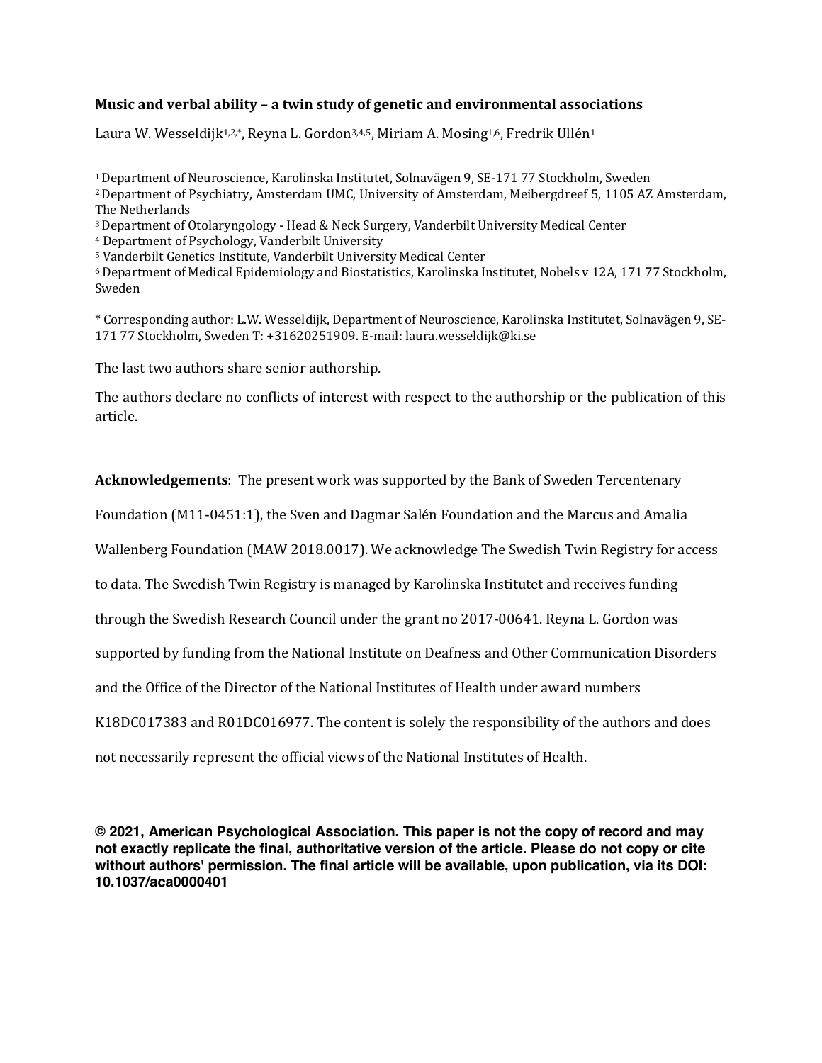**Music and verbal ability – a twin study of genetic and environmental associations**

Laura W. Wesseldijk[1,2,*], Reyna L. Gordon[3,4,5], Miriam A. Mosing[1,6], Fredrik Ullén[1]

[1] Department of Neuroscience, Karolinska Institutet, Solnavägen 9, SE-171 77 Stockholm, Sweden
[2] Department of Psychiatry, Amsterdam UMC, University of Amsterdam, Meibergdreef 5, 1105 AZ Amsterdam, The Netherlands
[3] Department of Otolaryngology - Head & Neck Surgery, Vanderbilt University Medical Center
[4] Department of Psychology, Vanderbilt University
[5] Vanderbilt Genetics Institute, Vanderbilt University Medical Center
[6] Department of Medical Epidemiology and Biostatistics, Karolinska Institutet, Nobels v 12A, 171 77 Stockholm, Sweden

* Corresponding author: L.W. Wesseldijk, Department of Neuroscience, Karolinska Institutet, Solnavägen 9, SE-171 77 Stockholm, Sweden T: +31620251909. E-mail: laura.wesseldijk@ki.se

The last two authors share senior authorship.

The authors declare no conflicts of interest with respect to the authorship or the publication of this article.

**Acknowledgements**: The present work was supported by the Bank of Sweden Tercentenary Foundation (M11-0451:1), the Sven and Dagmar Salén Foundation and the Marcus and Amalia Wallenberg Foundation (MAW 2018.0017). We acknowledge The Swedish Twin Registry for access to data. The Swedish Twin Registry is managed by Karolinska Institutet and receives funding through the Swedish Research Council under the grant no 2017-00641. Reyna L. Gordon was supported by funding from the National Institute on Deafness and Other Communication Disorders and the Office of the Director of the National Institutes of Health under award numbers K18DC017383 and R01DC016977. The content is solely the responsibility of the authors and does not necessarily represent the official views of the National Institutes of Health.

**© 2021, American Psychological Association. This paper is not the copy of record and may not exactly replicate the final, authoritative version of the article. Please do not copy or cite without authors' permission. The final article will be available, upon publication, via its DOI: 10.1037/aca0000401**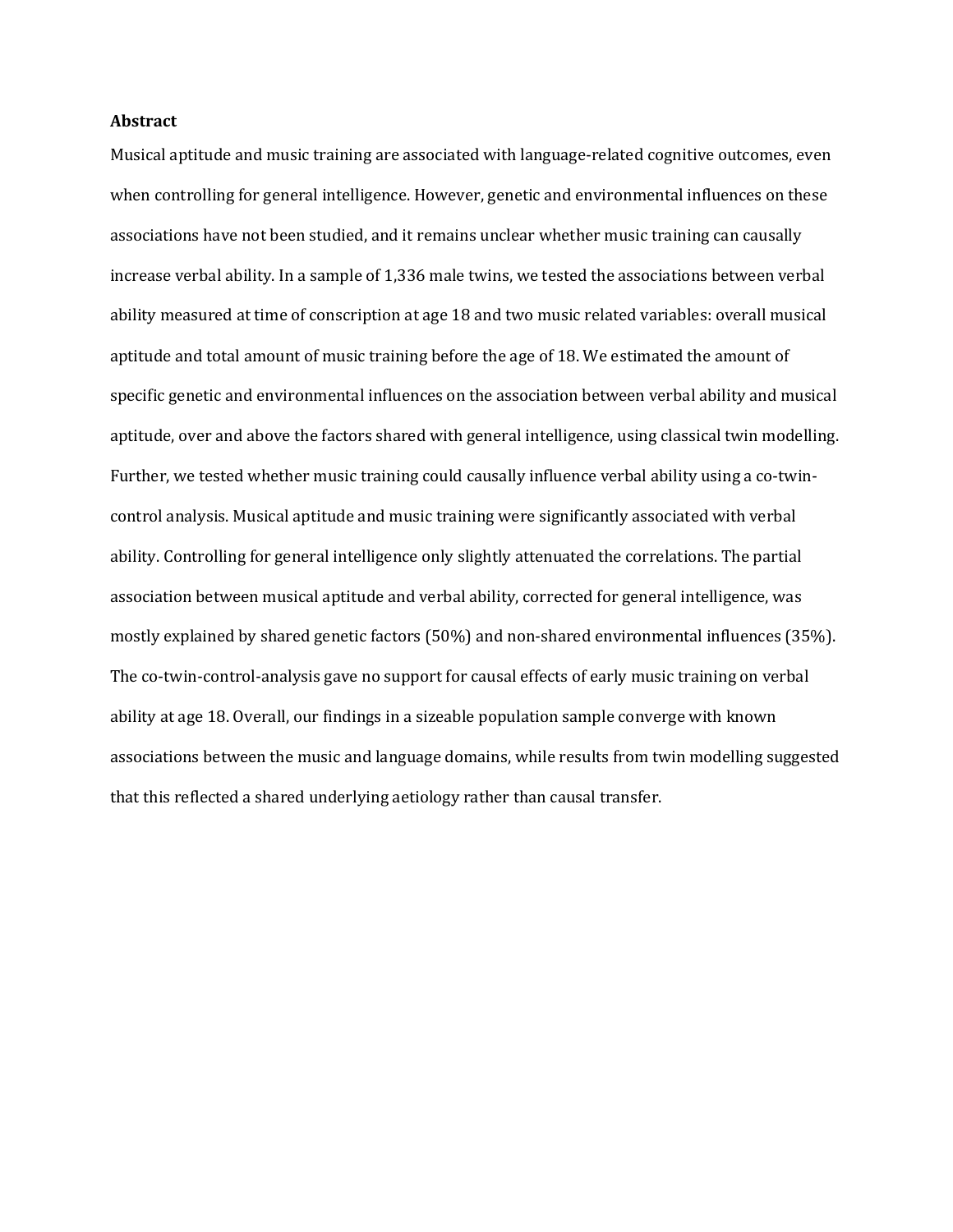**Abstract**

Musical aptitude and music training are associated with language-related cognitive outcomes, even when controlling for general intelligence. However, genetic and environmental influences on these associations have not been studied, and it remains unclear whether music training can causally increase verbal ability. In a sample of 1,336 male twins, we tested the associations between verbal ability measured at time of conscription at age 18 and two music related variables: overall musical aptitude and total amount of music training before the age of 18. We estimated the amount of specific genetic and environmental influences on the association between verbal ability and musical aptitude, over and above the factors shared with general intelligence, using classical twin modelling. Further, we tested whether music training could causally influence verbal ability using a co-twin-control analysis. Musical aptitude and music training were significantly associated with verbal ability. Controlling for general intelligence only slightly attenuated the correlations. The partial association between musical aptitude and verbal ability, corrected for general intelligence, was mostly explained by shared genetic factors (50%) and non-shared environmental influences (35%). The co-twin-control-analysis gave no support for causal effects of early music training on verbal ability at age 18. Overall, our findings in a sizeable population sample converge with known associations between the music and language domains, while results from twin modelling suggested that this reflected a shared underlying aetiology rather than causal transfer.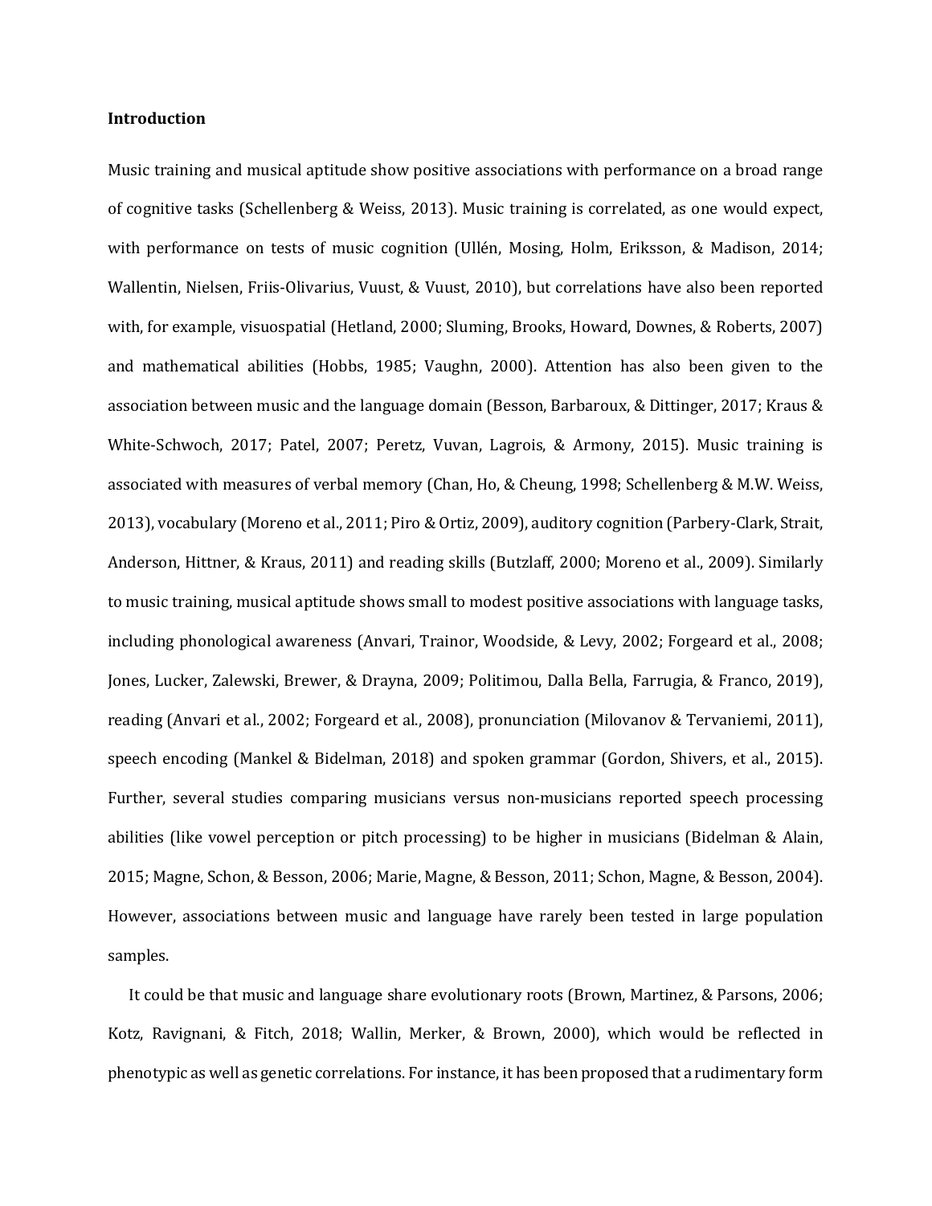**Introduction**

Music training and musical aptitude show positive associations with performance on a broad range of cognitive tasks (Schellenberg & Weiss, 2013). Music training is correlated, as one would expect, with performance on tests of music cognition (Ullén, Mosing, Holm, Eriksson, & Madison, 2014; Wallentin, Nielsen, Friis-Olivarius, Vuust, & Vuust, 2010), but correlations have also been reported with, for example, visuospatial (Hetland, 2000; Sluming, Brooks, Howard, Downes, & Roberts, 2007) and mathematical abilities (Hobbs, 1985; Vaughn, 2000). Attention has also been given to the association between music and the language domain (Besson, Barbaroux, & Dittinger, 2017; Kraus & White-Schwoch, 2017; Patel, 2007; Peretz, Vuvan, Lagrois, & Armony, 2015). Music training is associated with measures of verbal memory (Chan, Ho, & Cheung, 1998; Schellenberg & M.W. Weiss, 2013), vocabulary (Moreno et al., 2011; Piro & Ortiz, 2009), auditory cognition (Parbery-Clark, Strait, Anderson, Hittner, & Kraus, 2011) and reading skills (Butzlaff, 2000; Moreno et al., 2009). Similarly to music training, musical aptitude shows small to modest positive associations with language tasks, including phonological awareness (Anvari, Trainor, Woodside, & Levy, 2002; Forgeard et al., 2008; Jones, Lucker, Zalewski, Brewer, & Drayna, 2009; Politimou, Dalla Bella, Farrugia, & Franco, 2019), reading (Anvari et al., 2002; Forgeard et al., 2008), pronunciation (Milovanov & Tervaniemi, 2011), speech encoding (Mankel & Bidelman, 2018) and spoken grammar (Gordon, Shivers, et al., 2015). Further, several studies comparing musicians versus non-musicians reported speech processing abilities (like vowel perception or pitch processing) to be higher in musicians (Bidelman & Alain, 2015; Magne, Schon, & Besson, 2006; Marie, Magne, & Besson, 2011; Schon, Magne, & Besson, 2004). However, associations between music and language have rarely been tested in large population samples.

It could be that music and language share evolutionary roots (Brown, Martinez, & Parsons, 2006; Kotz, Ravignani, & Fitch, 2018; Wallin, Merker, & Brown, 2000), which would be reflected in phenotypic as well as genetic correlations. For instance, it has been proposed that a rudimentary form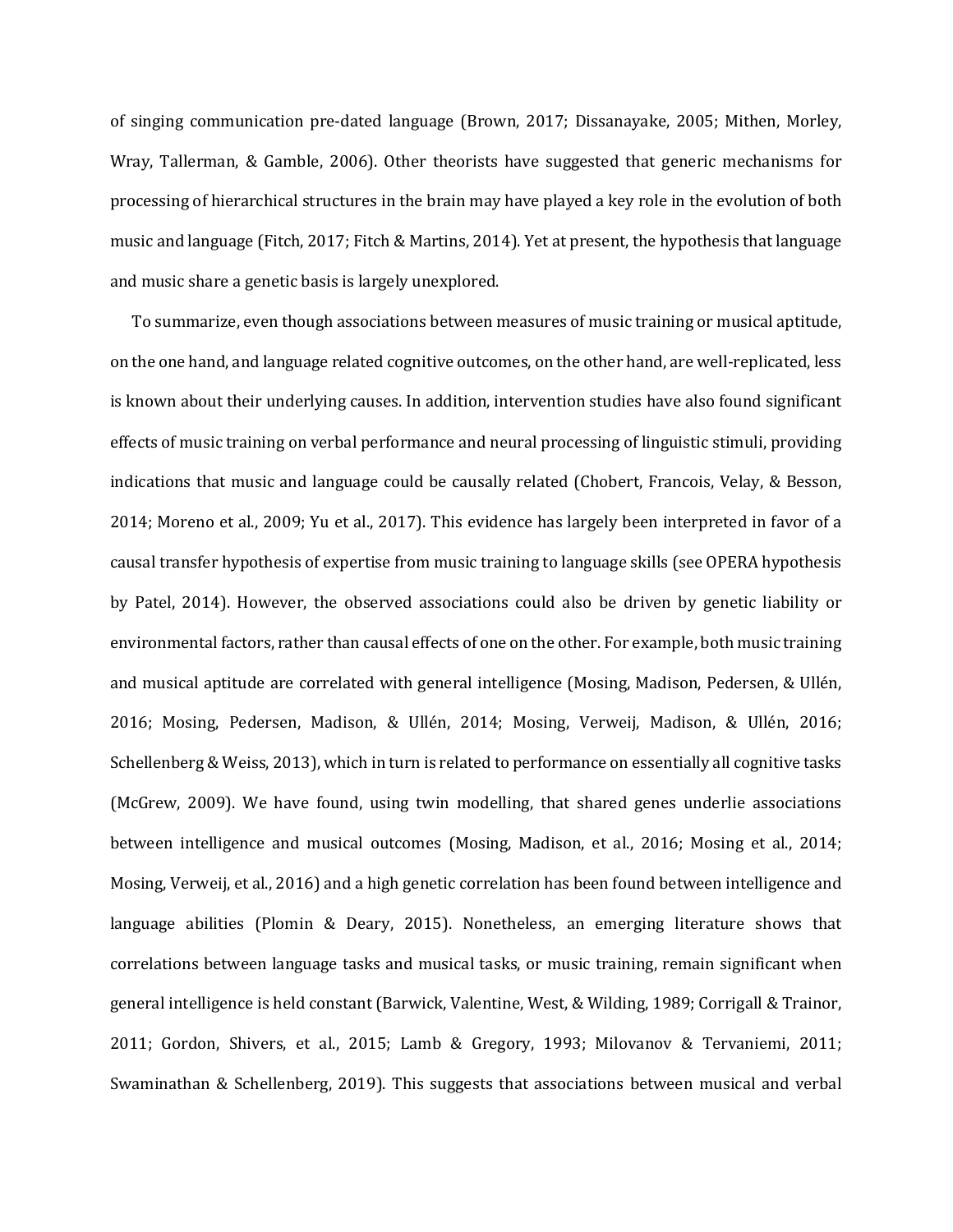of singing communication pre-dated language (Brown, 2017; Dissanayake, 2005; Mithen, Morley, Wray, Tallerman, & Gamble, 2006). Other theorists have suggested that generic mechanisms for processing of hierarchical structures in the brain may have played a key role in the evolution of both music and language (Fitch, 2017; Fitch & Martins, 2014). Yet at present, the hypothesis that language and music share a genetic basis is largely unexplored.

To summarize, even though associations between measures of music training or musical aptitude, on the one hand, and language related cognitive outcomes, on the other hand, are well-replicated, less is known about their underlying causes. In addition, intervention studies have also found significant effects of music training on verbal performance and neural processing of linguistic stimuli, providing indications that music and language could be causally related (Chobert, Francois, Velay, & Besson, 2014; Moreno et al., 2009; Yu et al., 2017). This evidence has largely been interpreted in favor of a causal transfer hypothesis of expertise from music training to language skills (see OPERA hypothesis by Patel, 2014). However, the observed associations could also be driven by genetic liability or environmental factors, rather than causal effects of one on the other. For example, both music training and musical aptitude are correlated with general intelligence (Mosing, Madison, Pedersen, & Ullén, 2016; Mosing, Pedersen, Madison, & Ullén, 2014; Mosing, Verweij, Madison, & Ullén, 2016; Schellenberg & Weiss, 2013), which in turn is related to performance on essentially all cognitive tasks (McGrew, 2009). We have found, using twin modelling, that shared genes underlie associations between intelligence and musical outcomes (Mosing, Madison, et al., 2016; Mosing et al., 2014; Mosing, Verweij, et al., 2016) and a high genetic correlation has been found between intelligence and language abilities (Plomin & Deary, 2015). Nonetheless, an emerging literature shows that correlations between language tasks and musical tasks, or music training, remain significant when general intelligence is held constant (Barwick, Valentine, West, & Wilding, 1989; Corrigall & Trainor, 2011; Gordon, Shivers, et al., 2015; Lamb & Gregory, 1993; Milovanov & Tervaniemi, 2011; Swaminathan & Schellenberg, 2019). This suggests that associations between musical and verbal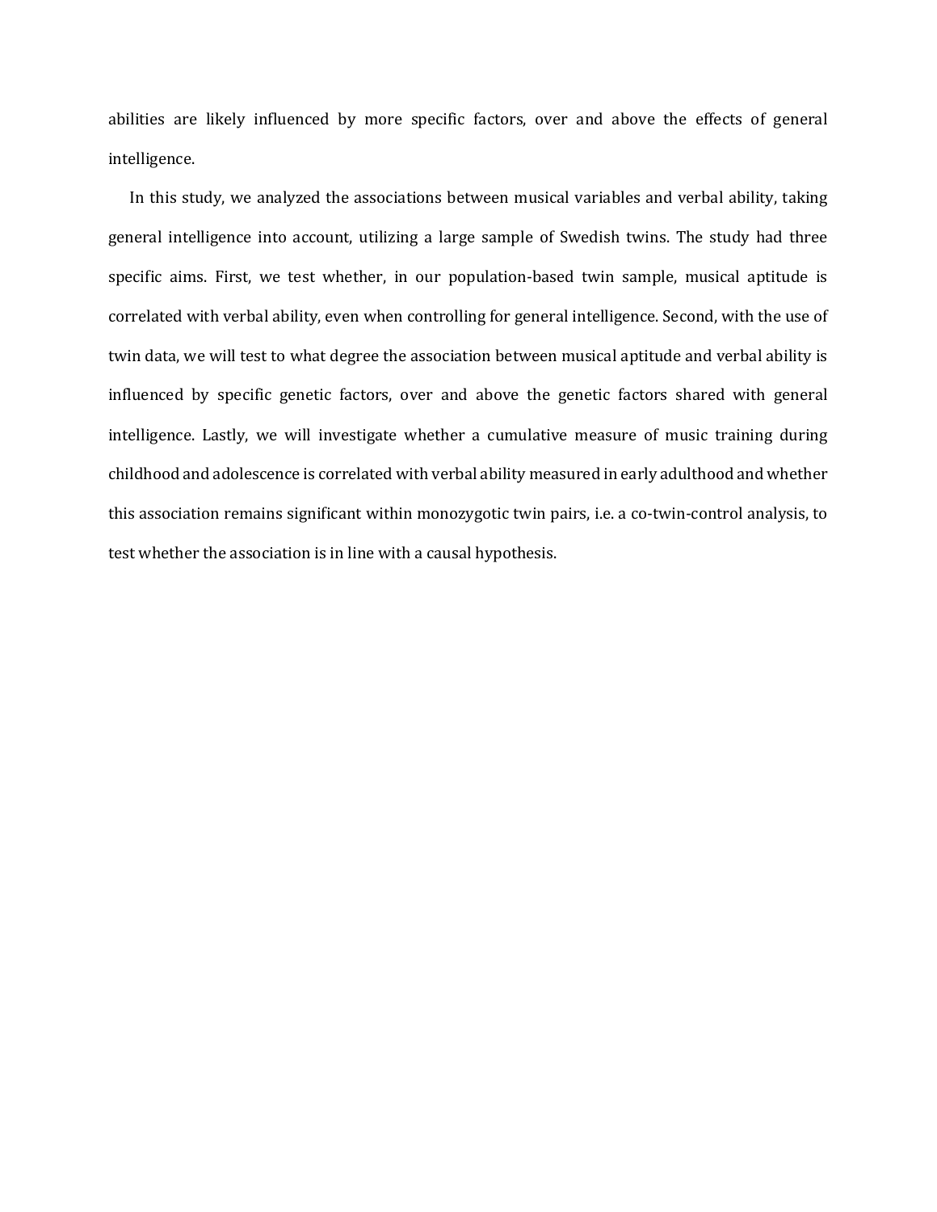abilities are likely influenced by more specific factors, over and above the effects of general intelligence.

In this study, we analyzed the associations between musical variables and verbal ability, taking general intelligence into account, utilizing a large sample of Swedish twins. The study had three specific aims. First, we test whether, in our population-based twin sample, musical aptitude is correlated with verbal ability, even when controlling for general intelligence. Second, with the use of twin data, we will test to what degree the association between musical aptitude and verbal ability is influenced by specific genetic factors, over and above the genetic factors shared with general intelligence. Lastly, we will investigate whether a cumulative measure of music training during childhood and adolescence is correlated with verbal ability measured in early adulthood and whether this association remains significant within monozygotic twin pairs, i.e. a co-twin-control analysis, to test whether the association is in line with a causal hypothesis.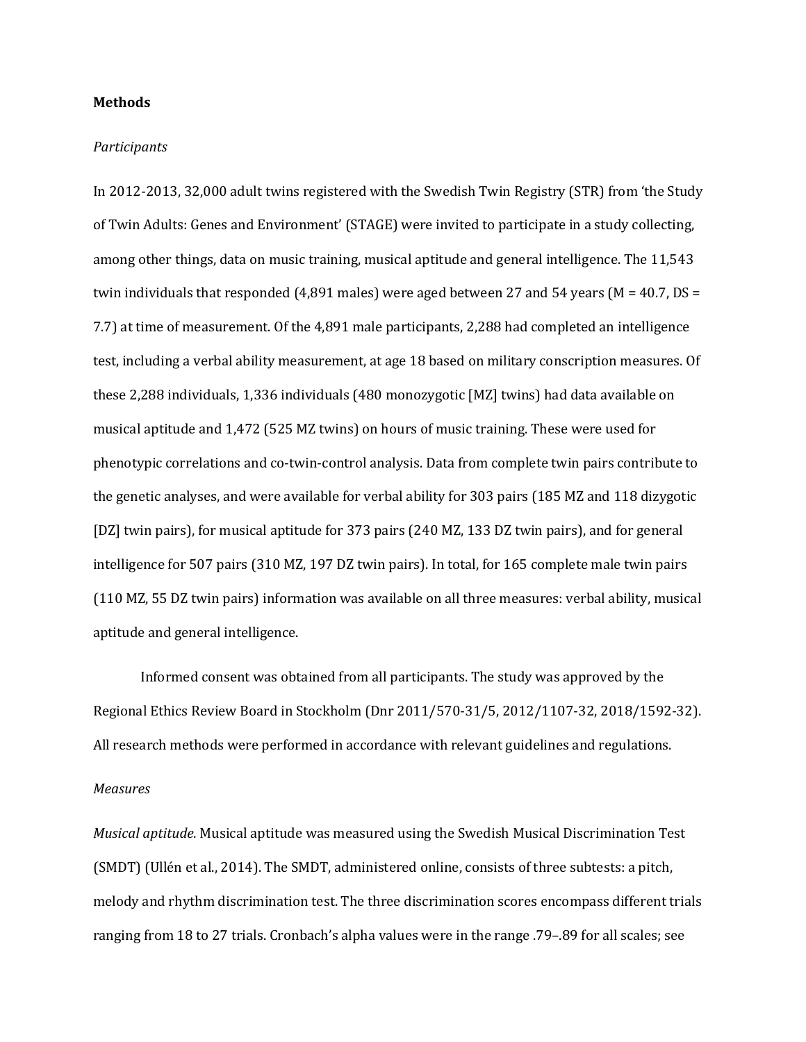**Methods**

*Participants*

In 2012-2013, 32,000 adult twins registered with the Swedish Twin Registry (STR) from 'the Study of Twin Adults: Genes and Environment' (STAGE) were invited to participate in a study collecting, among other things, data on music training, musical aptitude and general intelligence. The 11,543 twin individuals that responded (4,891 males) were aged between 27 and 54 years (M = 40.7, DS = 7.7) at time of measurement. Of the 4,891 male participants, 2,288 had completed an intelligence test, including a verbal ability measurement, at age 18 based on military conscription measures. Of these 2,288 individuals, 1,336 individuals (480 monozygotic [MZ] twins) had data available on musical aptitude and 1,472 (525 MZ twins) on hours of music training. These were used for phenotypic correlations and co-twin-control analysis. Data from complete twin pairs contribute to the genetic analyses, and were available for verbal ability for 303 pairs (185 MZ and 118 dizygotic [DZ] twin pairs), for musical aptitude for 373 pairs (240 MZ, 133 DZ twin pairs), and for general intelligence for 507 pairs (310 MZ, 197 DZ twin pairs). In total, for 165 complete male twin pairs (110 MZ, 55 DZ twin pairs) information was available on all three measures: verbal ability, musical aptitude and general intelligence.

Informed consent was obtained from all participants. The study was approved by the Regional Ethics Review Board in Stockholm (Dnr 2011/570-31/5, 2012/1107-32, 2018/1592-32). All research methods were performed in accordance with relevant guidelines and regulations.

*Measures*

*Musical aptitude.* Musical aptitude was measured using the Swedish Musical Discrimination Test (SMDT) (Ullén et al., 2014). The SMDT, administered online, consists of three subtests: a pitch, melody and rhythm discrimination test. The three discrimination scores encompass different trials ranging from 18 to 27 trials. Cronbach's alpha values were in the range .79–.89 for all scales; see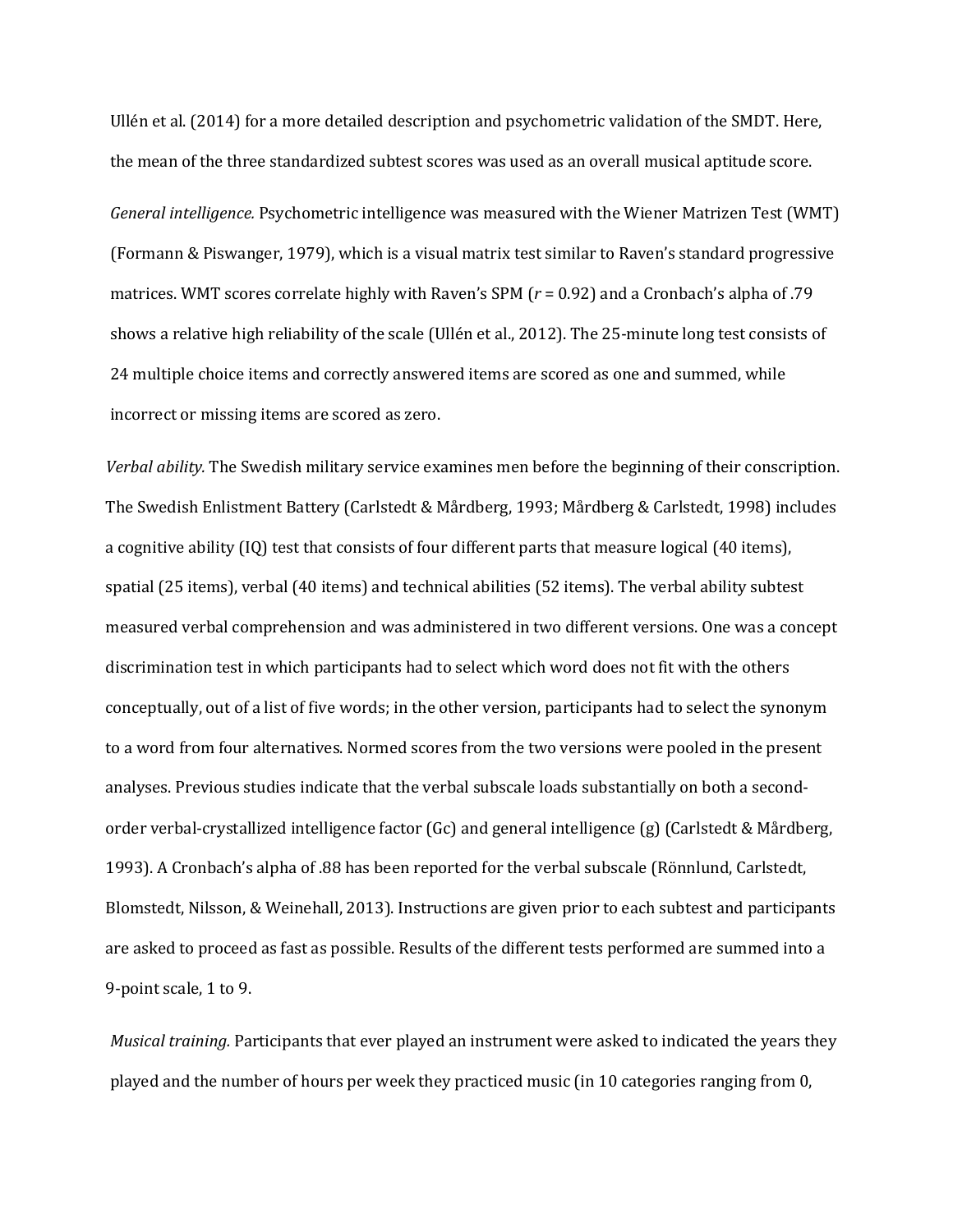Ullén et al. (2014) for a more detailed description and psychometric validation of the SMDT. Here, the mean of the three standardized subtest scores was used as an overall musical aptitude score.

*General intelligence.* Psychometric intelligence was measured with the Wiener Matrizen Test (WMT) (Formann & Piswanger, 1979), which is a visual matrix test similar to Raven's standard progressive matrices. WMT scores correlate highly with Raven's SPM ($r$ = 0.92) and a Cronbach's alpha of .79 shows a relative high reliability of the scale (Ullén et al., 2012). The 25-minute long test consists of 24 multiple choice items and correctly answered items are scored as one and summed, while incorrect or missing items are scored as zero.

*Verbal ability.* The Swedish military service examines men before the beginning of their conscription. The Swedish Enlistment Battery (Carlstedt & Mårdberg, 1993; Mårdberg & Carlstedt, 1998) includes a cognitive ability (IQ) test that consists of four different parts that measure logical (40 items), spatial (25 items), verbal (40 items) and technical abilities (52 items). The verbal ability subtest measured verbal comprehension and was administered in two different versions. One was a concept discrimination test in which participants had to select which word does not fit with the others conceptually, out of a list of five words; in the other version, participants had to select the synonym to a word from four alternatives. Normed scores from the two versions were pooled in the present analyses. Previous studies indicate that the verbal subscale loads substantially on both a second-order verbal-crystallized intelligence factor (Gc) and general intelligence (g) (Carlstedt & Mårdberg, 1993). A Cronbach's alpha of .88 has been reported for the verbal subscale (Rönnlund, Carlstedt, Blomstedt, Nilsson, & Weinehall, 2013). Instructions are given prior to each subtest and participants are asked to proceed as fast as possible. Results of the different tests performed are summed into a 9-point scale, 1 to 9.

*Musical training.* Participants that ever played an instrument were asked to indicated the years they played and the number of hours per week they practiced music (in 10 categories ranging from 0,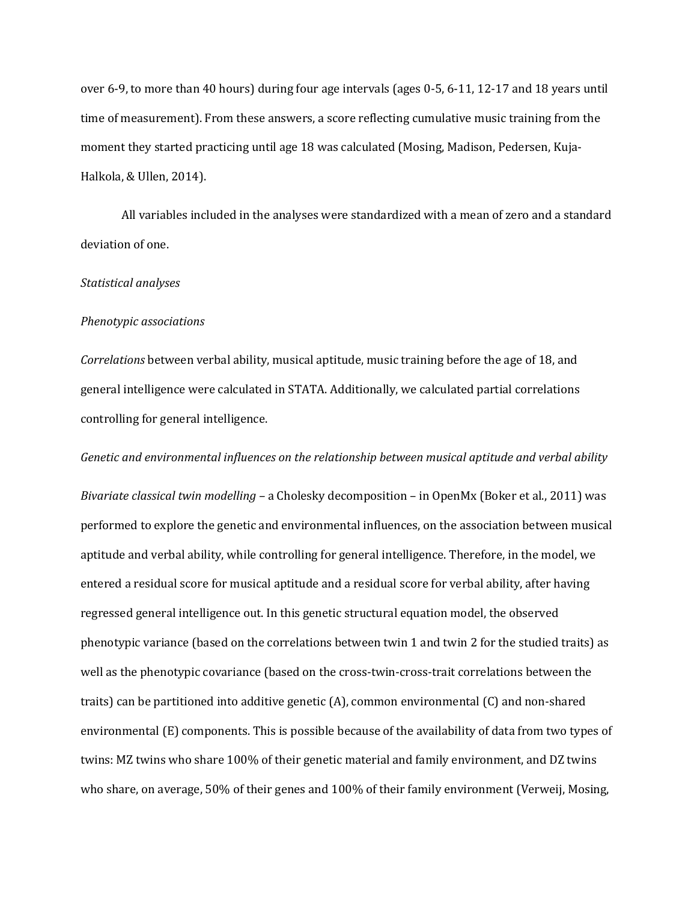over 6-9, to more than 40 hours) during four age intervals (ages 0-5, 6-11, 12-17 and 18 years until time of measurement). From these answers, a score reflecting cumulative music training from the moment they started practicing until age 18 was calculated (Mosing, Madison, Pedersen, Kuja-Halkola, & Ullen, 2014).

All variables included in the analyses were standardized with a mean of zero and a standard deviation of one.

*Statistical analyses*

*Phenotypic associations*

*Correlations* between verbal ability, musical aptitude, music training before the age of 18, and general intelligence were calculated in STATA. Additionally, we calculated partial correlations controlling for general intelligence.

*Genetic and environmental influences on the relationship between musical aptitude and verbal ability*

*Bivariate classical twin modelling* – a Cholesky decomposition – in OpenMx (Boker et al., 2011) was performed to explore the genetic and environmental influences, on the association between musical aptitude and verbal ability, while controlling for general intelligence. Therefore, in the model, we entered a residual score for musical aptitude and a residual score for verbal ability, after having regressed general intelligence out. In this genetic structural equation model, the observed phenotypic variance (based on the correlations between twin 1 and twin 2 for the studied traits) as well as the phenotypic covariance (based on the cross-twin-cross-trait correlations between the traits) can be partitioned into additive genetic (A), common environmental (C) and non-shared environmental (E) components. This is possible because of the availability of data from two types of twins: MZ twins who share 100% of their genetic material and family environment, and DZ twins who share, on average, 50% of their genes and 100% of their family environment (Verweij, Mosing,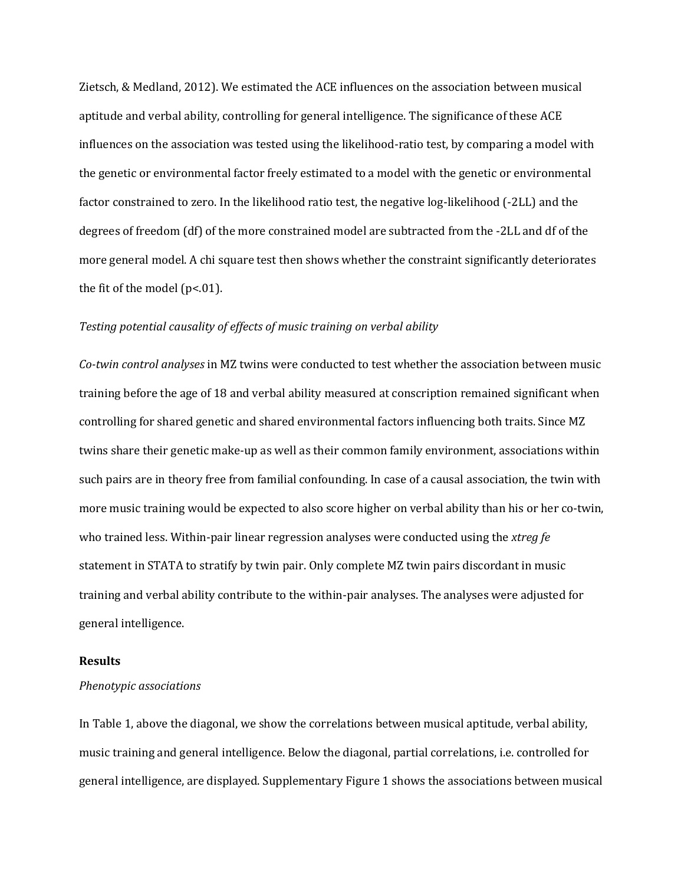Zietsch, & Medland, 2012). We estimated the ACE influences on the association between musical aptitude and verbal ability, controlling for general intelligence. The significance of these ACE influences on the association was tested using the likelihood-ratio test, by comparing a model with the genetic or environmental factor freely estimated to a model with the genetic or environmental factor constrained to zero. In the likelihood ratio test, the negative log-likelihood (-2LL) and the degrees of freedom (df) of the more constrained model are subtracted from the -2LL and df of the more general model. A chi square test then shows whether the constraint significantly deteriorates the fit of the model ($p<.01$).

*Testing potential causality of effects of music training on verbal ability*

*Co-twin control analyses* in MZ twins were conducted to test whether the association between music training before the age of 18 and verbal ability measured at conscription remained significant when controlling for shared genetic and shared environmental factors influencing both traits. Since MZ twins share their genetic make-up as well as their common family environment, associations within such pairs are in theory free from familial confounding. In case of a causal association, the twin with more music training would be expected to also score higher on verbal ability than his or her co-twin, who trained less. Within-pair linear regression analyses were conducted using the *xtreg fe* statement in STATA to stratify by twin pair. Only complete MZ twin pairs discordant in music training and verbal ability contribute to the within-pair analyses. The analyses were adjusted for general intelligence.

**Results**

*Phenotypic associations*

In Table 1, above the diagonal, we show the correlations between musical aptitude, verbal ability, music training and general intelligence. Below the diagonal, partial correlations, i.e. controlled for general intelligence, are displayed. Supplementary Figure 1 shows the associations between musical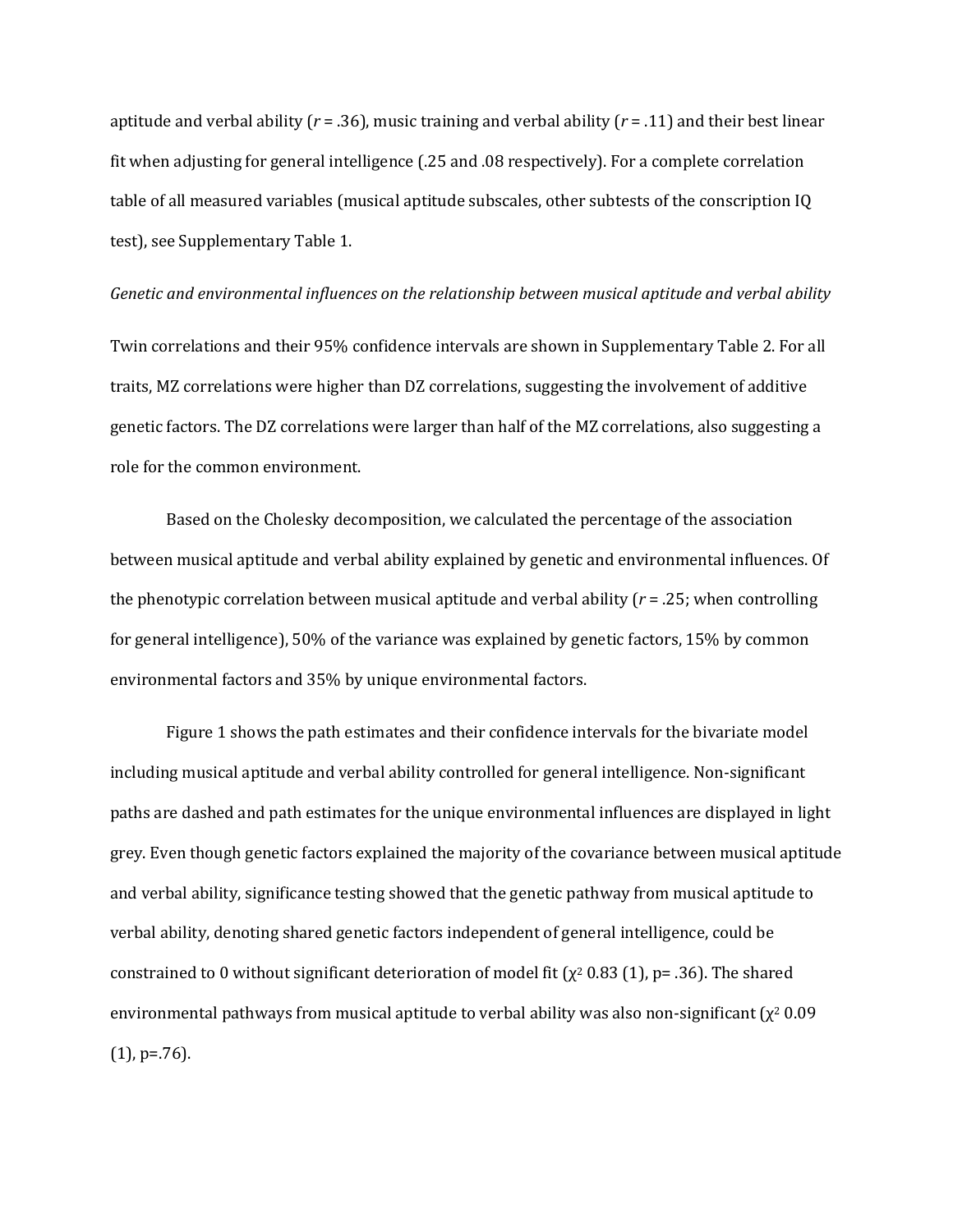aptitude and verbal ability ($r$ = .36), music training and verbal ability ($r$ = .11) and their best linear fit when adjusting for general intelligence (.25 and .08 respectively). For a complete correlation table of all measured variables (musical aptitude subscales, other subtests of the conscription IQ test), see Supplementary Table 1.

*Genetic and environmental influences on the relationship between musical aptitude and verbal ability*

Twin correlations and their 95% confidence intervals are shown in Supplementary Table 2. For all traits, MZ correlations were higher than DZ correlations, suggesting the involvement of additive genetic factors. The DZ correlations were larger than half of the MZ correlations, also suggesting a role for the common environment.

Based on the Cholesky decomposition, we calculated the percentage of the association between musical aptitude and verbal ability explained by genetic and environmental influences. Of the phenotypic correlation between musical aptitude and verbal ability ($r$ = .25; when controlling for general intelligence), 50% of the variance was explained by genetic factors, 15% by common environmental factors and 35% by unique environmental factors.

Figure 1 shows the path estimates and their confidence intervals for the bivariate model including musical aptitude and verbal ability controlled for general intelligence. Non-significant paths are dashed and path estimates for the unique environmental influences are displayed in light grey. Even though genetic factors explained the majority of the covariance between musical aptitude and verbal ability, significance testing showed that the genetic pathway from musical aptitude to verbal ability, denoting shared genetic factors independent of general intelligence, could be constrained to 0 without significant deterioration of model fit ($\chi^2$ 0.83 (1), p= .36). The shared environmental pathways from musical aptitude to verbal ability was also non-significant ($\chi^2$ 0.09 (1), p=.76).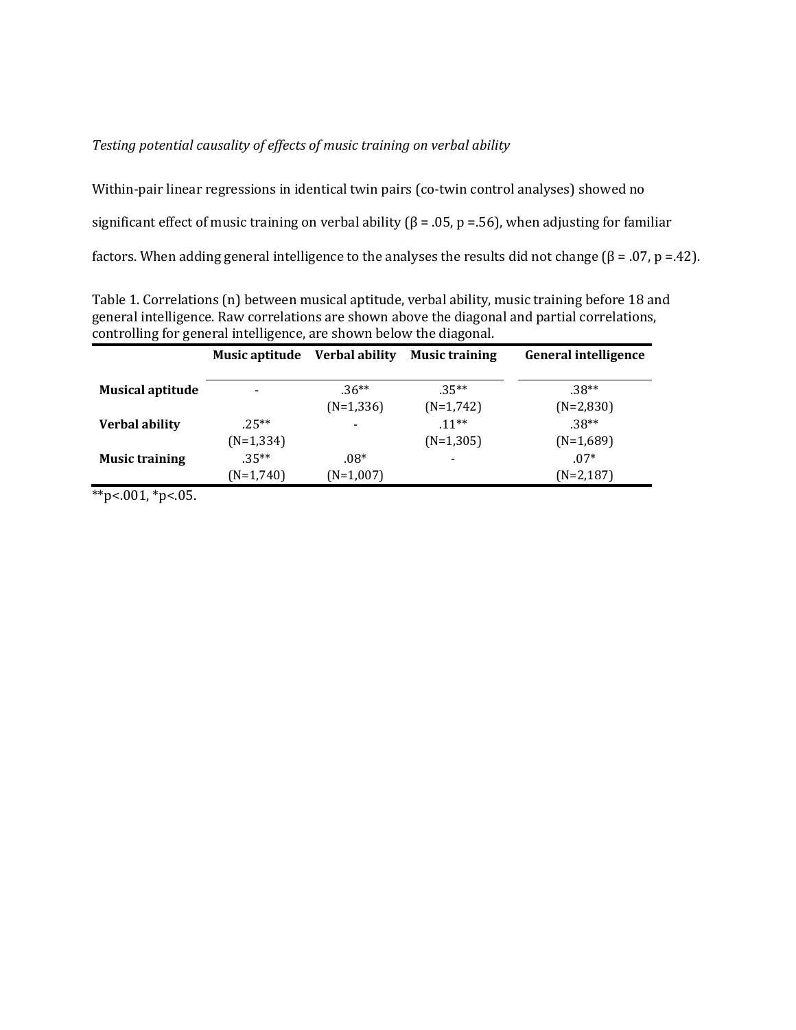*Testing potential causality of effects of music training on verbal ability*

Within-pair linear regressions in identical twin pairs (co-twin control analyses) showed no significant effect of music training on verbal ability ($\beta$ = .05, p =.56), when adjusting for familiar factors. When adding general intelligence to the analyses the results did not change ($\beta$ = .07, p =.42).

Table 1. Correlations (n) between musical aptitude, verbal ability, music training before 18 and general intelligence. Raw correlations are shown above the diagonal and partial correlations, controlling for general intelligence, are shown below the diagonal.

| | Music aptitude | Verbal ability | Music training | General intelligence |
|---|---|---|---|---|
| **Musical aptitude** | - | .36** (N=1,336) | .35** (N=1,742) | .38** (N=2,830) |
| **Verbal ability** | .25** (N=1,334) | - | .11** (N=1,305) | .38** (N=1,689) |
| **Music training** | .35** (N=1,740) | .08* (N=1,007) | - | .07* (N=2,187) |

**p<.001, *p<.05.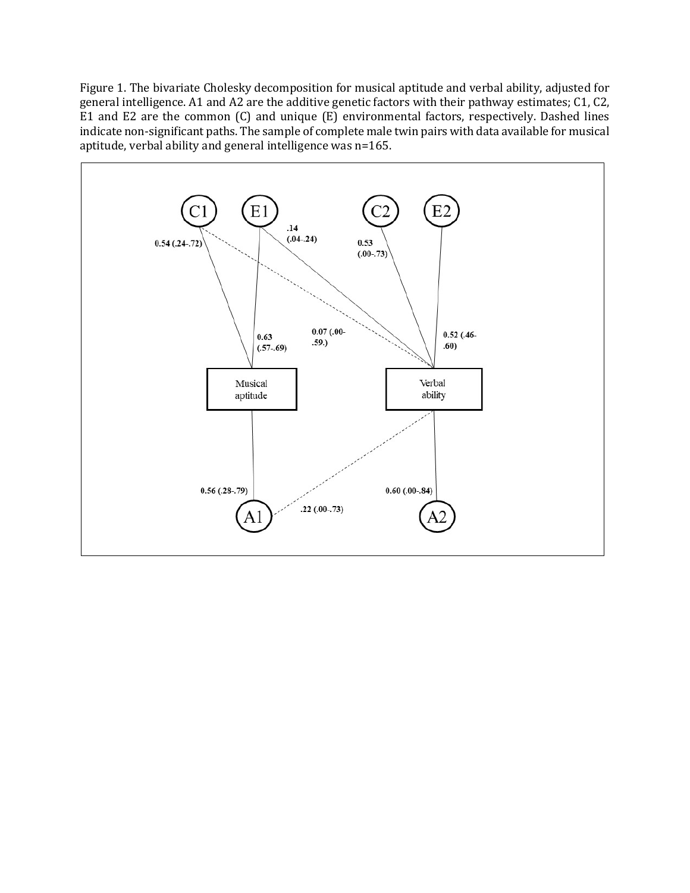Figure 1. The bivariate Cholesky decomposition for musical aptitude and verbal ability, adjusted for general intelligence. A1 and A2 are the additive genetic factors with their pathway estimates; C1, C2, E1 and E2 are the common (C) and unique (E) environmental factors, respectively. Dashed lines indicate non-significant paths. The sample of complete male twin pairs with data available for musical aptitude, verbal ability and general intelligence was n=165.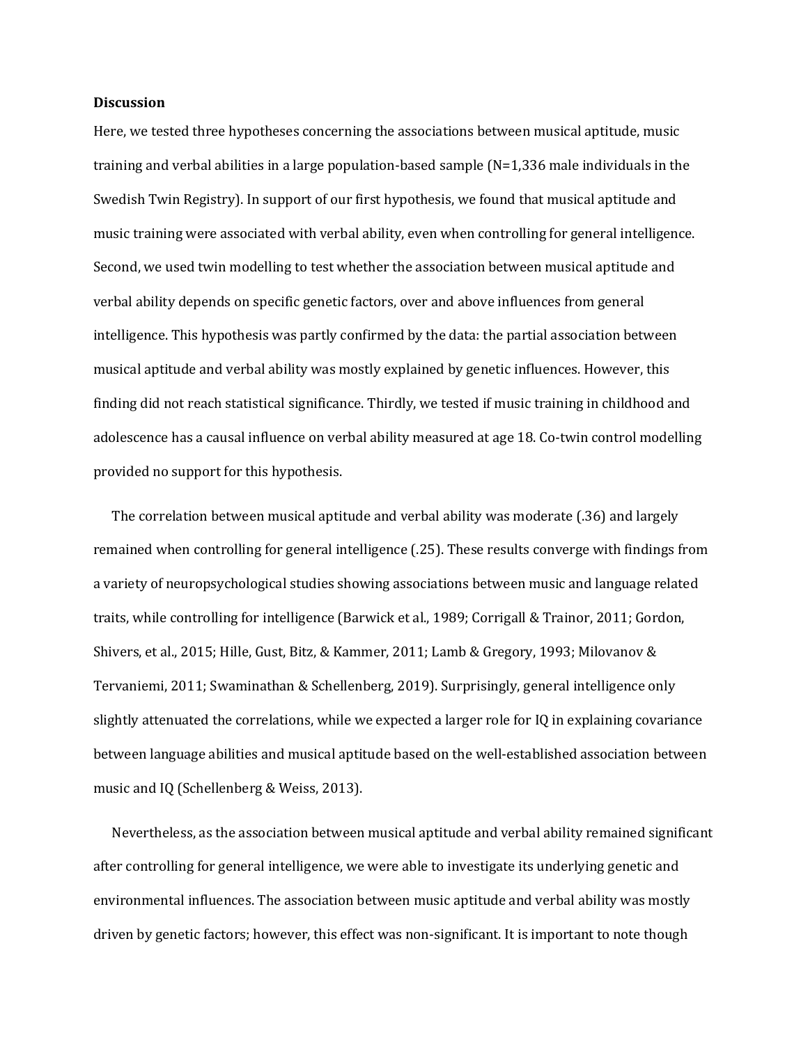### Discussion

Here, we tested three hypotheses concerning the associations between musical aptitude, music training and verbal abilities in a large population-based sample (N=1,336 male individuals in the Swedish Twin Registry). In support of our first hypothesis, we found that musical aptitude and music training were associated with verbal ability, even when controlling for general intelligence. Second, we used twin modelling to test whether the association between musical aptitude and verbal ability depends on specific genetic factors, over and above influences from general intelligence. This hypothesis was partly confirmed by the data: the partial association between musical aptitude and verbal ability was mostly explained by genetic influences. However, this finding did not reach statistical significance. Thirdly, we tested if music training in childhood and adolescence has a causal influence on verbal ability measured at age 18. Co-twin control modelling provided no support for this hypothesis.

The correlation between musical aptitude and verbal ability was moderate (.36) and largely remained when controlling for general intelligence (.25). These results converge with findings from a variety of neuropsychological studies showing associations between music and language related traits, while controlling for intelligence (Barwick et al., 1989; Corrigall & Trainor, 2011; Gordon, Shivers, et al., 2015; Hille, Gust, Bitz, & Kammer, 2011; Lamb & Gregory, 1993; Milovanov & Tervaniemi, 2011; Swaminathan & Schellenberg, 2019). Surprisingly, general intelligence only slightly attenuated the correlations, while we expected a larger role for IQ in explaining covariance between language abilities and musical aptitude based on the well-established association between music and IQ (Schellenberg & Weiss, 2013).

Nevertheless, as the association between musical aptitude and verbal ability remained significant after controlling for general intelligence, we were able to investigate its underlying genetic and environmental influences. The association between music aptitude and verbal ability was mostly driven by genetic factors; however, this effect was non-significant. It is important to note though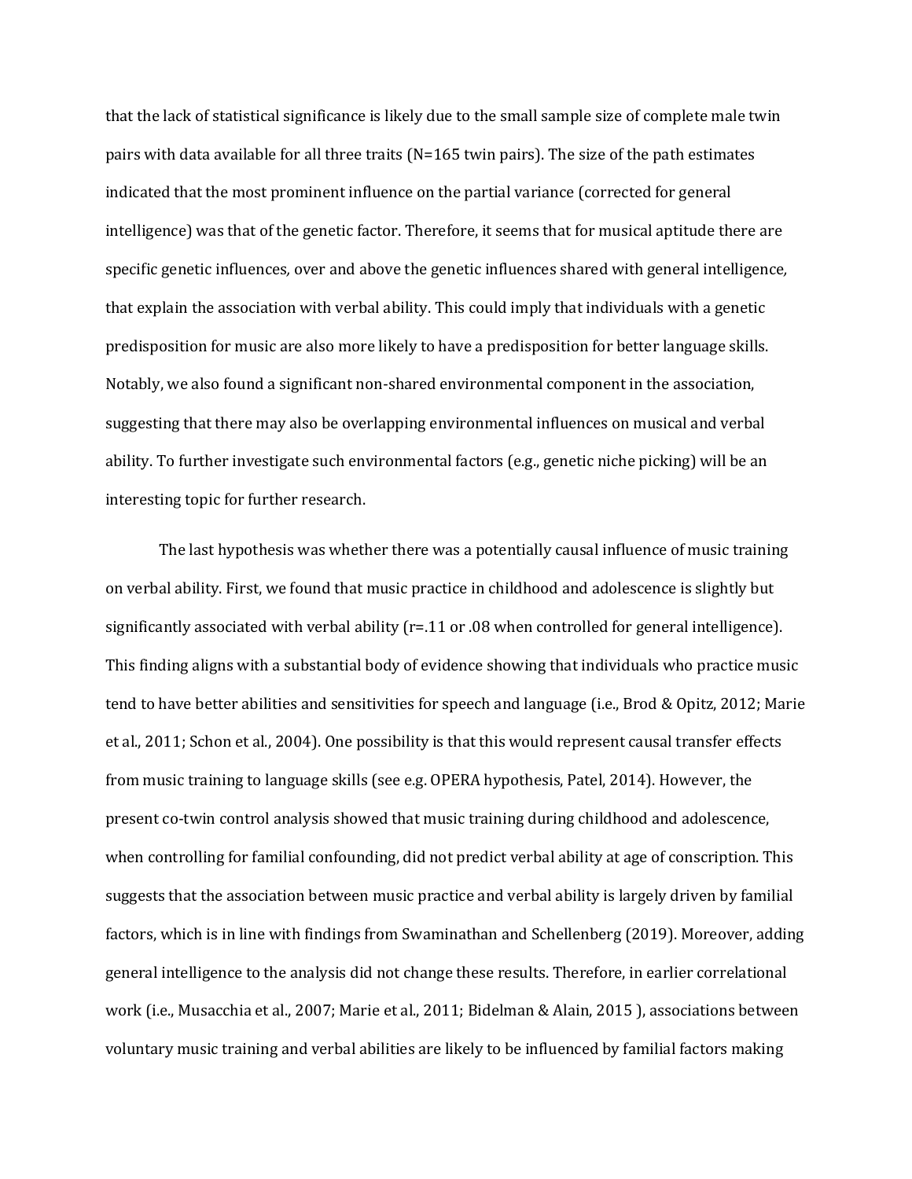that the lack of statistical significance is likely due to the small sample size of complete male twin pairs with data available for all three traits (N=165 twin pairs). The size of the path estimates indicated that the most prominent influence on the partial variance (corrected for general intelligence) was that of the genetic factor. Therefore, it seems that for musical aptitude there are specific genetic influences, over and above the genetic influences shared with general intelligence, that explain the association with verbal ability. This could imply that individuals with a genetic predisposition for music are also more likely to have a predisposition for better language skills. Notably, we also found a significant non-shared environmental component in the association, suggesting that there may also be overlapping environmental influences on musical and verbal ability. To further investigate such environmental factors (e.g., genetic niche picking) will be an interesting topic for further research.

The last hypothesis was whether there was a potentially causal influence of music training on verbal ability. First, we found that music practice in childhood and adolescence is slightly but significantly associated with verbal ability (r=.11 or .08 when controlled for general intelligence). This finding aligns with a substantial body of evidence showing that individuals who practice music tend to have better abilities and sensitivities for speech and language (i.e., Brod & Opitz, 2012; Marie et al., 2011; Schon et al., 2004). One possibility is that this would represent causal transfer effects from music training to language skills (see e.g. OPERA hypothesis, Patel, 2014). However, the present co-twin control analysis showed that music training during childhood and adolescence, when controlling for familial confounding, did not predict verbal ability at age of conscription. This suggests that the association between music practice and verbal ability is largely driven by familial factors, which is in line with findings from Swaminathan and Schellenberg (2019). Moreover, adding general intelligence to the analysis did not change these results. Therefore, in earlier correlational work (i.e., Musacchia et al., 2007; Marie et al., 2011; Bidelman & Alain, 2015 ), associations between voluntary music training and verbal abilities are likely to be influenced by familial factors making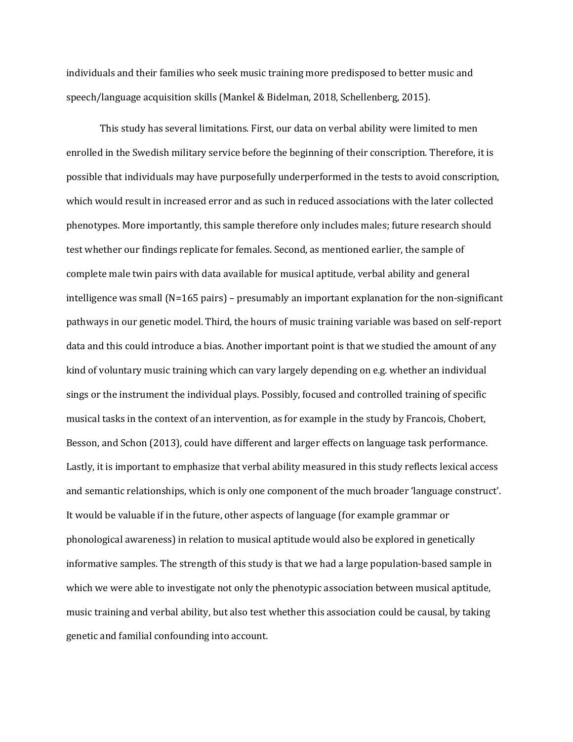individuals and their families who seek music training more predisposed to better music and speech/language acquisition skills (Mankel & Bidelman, 2018, Schellenberg, 2015).

This study has several limitations. First, our data on verbal ability were limited to men enrolled in the Swedish military service before the beginning of their conscription. Therefore, it is possible that individuals may have purposefully underperformed in the tests to avoid conscription, which would result in increased error and as such in reduced associations with the later collected phenotypes. More importantly, this sample therefore only includes males; future research should test whether our findings replicate for females. Second, as mentioned earlier, the sample of complete male twin pairs with data available for musical aptitude, verbal ability and general intelligence was small (N=165 pairs) – presumably an important explanation for the non-significant pathways in our genetic model. Third, the hours of music training variable was based on self-report data and this could introduce a bias. Another important point is that we studied the amount of any kind of voluntary music training which can vary largely depending on e.g. whether an individual sings or the instrument the individual plays. Possibly, focused and controlled training of specific musical tasks in the context of an intervention, as for example in the study by Francois, Chobert, Besson, and Schon (2013), could have different and larger effects on language task performance. Lastly, it is important to emphasize that verbal ability measured in this study reflects lexical access and semantic relationships, which is only one component of the much broader 'language construct'. It would be valuable if in the future, other aspects of language (for example grammar or phonological awareness) in relation to musical aptitude would also be explored in genetically informative samples. The strength of this study is that we had a large population-based sample in which we were able to investigate not only the phenotypic association between musical aptitude, music training and verbal ability, but also test whether this association could be causal, by taking genetic and familial confounding into account.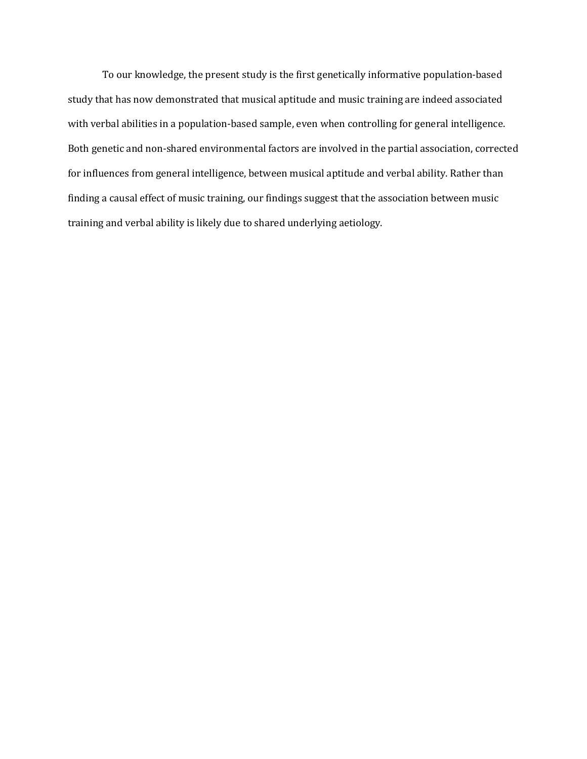To our knowledge, the present study is the first genetically informative population-based study that has now demonstrated that musical aptitude and music training are indeed associated with verbal abilities in a population-based sample, even when controlling for general intelligence. Both genetic and non-shared environmental factors are involved in the partial association, corrected for influences from general intelligence, between musical aptitude and verbal ability. Rather than finding a causal effect of music training, our findings suggest that the association between music training and verbal ability is likely due to shared underlying aetiology.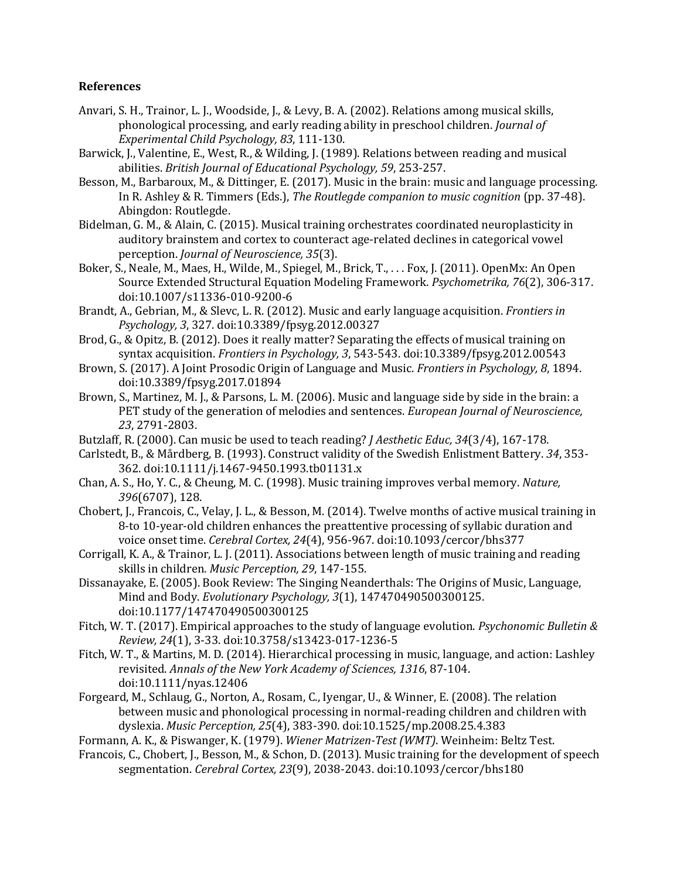**References**

Anvari, S. H., Trainor, L. J., Woodside, J., & Levy, B. A. (2002). Relations among musical skills, phonological processing, and early reading ability in preschool children. *Journal of Experimental Child Psychology, 83*, 111-130.

Barwick, J., Valentine, E., West, R., & Wilding, J. (1989). Relations between reading and musical abilities. *British Journal of Educational Psychology, 59*, 253-257.

Besson, M., Barbaroux, M., & Dittinger, E. (2017). Music in the brain: music and language processing. In R. Ashley & R. Timmers (Eds.), *The Routlegde companion to music cognition* (pp. 37-48). Abingdon: Routlegde.

Bidelman, G. M., & Alain, C. (2015). Musical training orchestrates coordinated neuroplasticity in auditory brainstem and cortex to counteract age-related declines in categorical vowel perception. *Journal of Neuroscience, 35*(3).

Boker, S., Neale, M., Maes, H., Wilde, M., Spiegel, M., Brick, T., . . . Fox, J. (2011). OpenMx: An Open Source Extended Structural Equation Modeling Framework. *Psychometrika, 76*(2), 306-317. doi:10.1007/s11336-010-9200-6

Brandt, A., Gebrian, M., & Slevc, L. R. (2012). Music and early language acquisition. *Frontiers in Psychology, 3*, 327. doi:10.3389/fpsyg.2012.00327

Brod, G., & Opitz, B. (2012). Does it really matter? Separating the effects of musical training on syntax acquisition. *Frontiers in Psychology, 3*, 543-543. doi:10.3389/fpsyg.2012.00543

Brown, S. (2017). A Joint Prosodic Origin of Language and Music. *Frontiers in Psychology, 8*, 1894. doi:10.3389/fpsyg.2017.01894

Brown, S., Martinez, M. J., & Parsons, L. M. (2006). Music and language side by side in the brain: a PET study of the generation of melodies and sentences. *European Journal of Neuroscience, 23*, 2791-2803.

Butzlaff, R. (2000). Can music be used to teach reading? *J Aesthetic Educ, 34*(3/4), 167-178.

Carlstedt, B., & Mårdberg, B. (1993). Construct validity of the Swedish Enlistment Battery. *34*, 353-362. doi:10.1111/j.1467-9450.1993.tb01131.x

Chan, A. S., Ho, Y. C., & Cheung, M. C. (1998). Music training improves verbal memory. *Nature, 396*(6707), 128.

Chobert, J., Francois, C., Velay, J. L., & Besson, M. (2014). Twelve months of active musical training in 8-to 10-year-old children enhances the preattentive processing of syllabic duration and voice onset time. *Cerebral Cortex, 24*(4), 956-967. doi:10.1093/cercor/bhs377

Corrigall, K. A., & Trainor, L. J. (2011). Associations between length of music training and reading skills in children. *Music Perception, 29*, 147-155.

Dissanayake, E. (2005). Book Review: The Singing Neanderthals: The Origins of Music, Language, Mind and Body. *Evolutionary Psychology, 3*(1), 147470490500300125. doi:10.1177/147470490500300125

Fitch, W. T. (2017). Empirical approaches to the study of language evolution. *Psychonomic Bulletin & Review, 24*(1), 3-33. doi:10.3758/s13423-017-1236-5

Fitch, W. T., & Martins, M. D. (2014). Hierarchical processing in music, language, and action: Lashley revisited. *Annals of the New York Academy of Sciences, 1316*, 87-104. doi:10.1111/nyas.12406

Forgeard, M., Schlaug, G., Norton, A., Rosam, C., Iyengar, U., & Winner, E. (2008). The relation between music and phonological processing in normal-reading children and children with dyslexia. *Music Perception, 25*(4), 383-390. doi:10.1525/mp.2008.25.4.383

Formann, A. K., & Piswanger, K. (1979). *Wiener Matrizen-Test (WMT)*. Weinheim: Beltz Test.

Francois, C., Chobert, J., Besson, M., & Schon, D. (2013). Music training for the development of speech segmentation. *Cerebral Cortex, 23*(9), 2038-2043. doi:10.1093/cercor/bhs180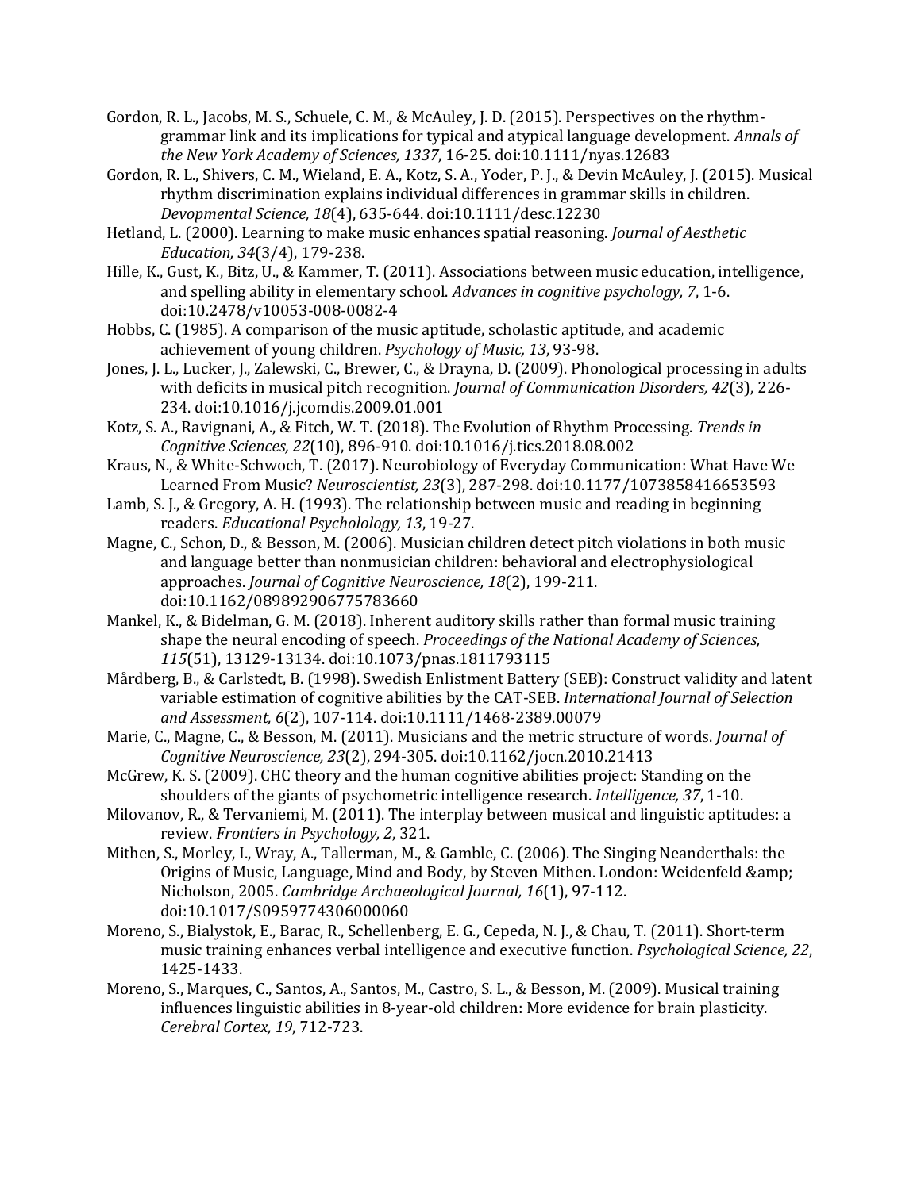Gordon, R. L., Jacobs, M. S., Schuele, C. M., & McAuley, J. D. (2015). Perspectives on the rhythm-grammar link and its implications for typical and atypical language development. *Annals of the New York Academy of Sciences, 1337*, 16-25. doi:10.1111/nyas.12683

Gordon, R. L., Shivers, C. M., Wieland, E. A., Kotz, S. A., Yoder, P. J., & Devin McAuley, J. (2015). Musical rhythm discrimination explains individual differences in grammar skills in children. *Devopmental Science, 18*(4), 635-644. doi:10.1111/desc.12230

Hetland, L. (2000). Learning to make music enhances spatial reasoning. *Journal of Aesthetic Education, 34*(3/4), 179-238.

Hille, K., Gust, K., Bitz, U., & Kammer, T. (2011). Associations between music education, intelligence, and spelling ability in elementary school. *Advances in cognitive psychology, 7*, 1-6. doi:10.2478/v10053-008-0082-4

Hobbs, C. (1985). A comparison of the music aptitude, scholastic aptitude, and academic achievement of young children. *Psychology of Music, 13*, 93-98.

Jones, J. L., Lucker, J., Zalewski, C., Brewer, C., & Drayna, D. (2009). Phonological processing in adults with deficits in musical pitch recognition. *Journal of Communication Disorders, 42*(3), 226-234. doi:10.1016/j.jcomdis.2009.01.001

Kotz, S. A., Ravignani, A., & Fitch, W. T. (2018). The Evolution of Rhythm Processing. *Trends in Cognitive Sciences, 22*(10), 896-910. doi:10.1016/j.tics.2018.08.002

Kraus, N., & White-Schwoch, T. (2017). Neurobiology of Everyday Communication: What Have We Learned From Music? *Neuroscientist, 23*(3), 287-298. doi:10.1177/1073858416653593

Lamb, S. J., & Gregory, A. H. (1993). The relationship between music and reading in beginning readers. *Educational Psycholology, 13*, 19-27.

Magne, C., Schon, D., & Besson, M. (2006). Musician children detect pitch violations in both music and language better than nonmusician children: behavioral and electrophysiological approaches. *Journal of Cognitive Neuroscience, 18*(2), 199-211. doi:10.1162/089892906775783660

Mankel, K., & Bidelman, G. M. (2018). Inherent auditory skills rather than formal music training shape the neural encoding of speech. *Proceedings of the National Academy of Sciences, 115*(51), 13129-13134. doi:10.1073/pnas.1811793115

Mårdberg, B., & Carlstedt, B. (1998). Swedish Enlistment Battery (SEB): Construct validity and latent variable estimation of cognitive abilities by the CAT-SEB. *International Journal of Selection and Assessment, 6*(2), 107-114. doi:10.1111/1468-2389.00079

Marie, C., Magne, C., & Besson, M. (2011). Musicians and the metric structure of words. *Journal of Cognitive Neuroscience, 23*(2), 294-305. doi:10.1162/jocn.2010.21413

McGrew, K. S. (2009). CHC theory and the human cognitive abilities project: Standing on the shoulders of the giants of psychometric intelligence research. *Intelligence, 37*, 1-10.

Milovanov, R., & Tervaniemi, M. (2011). The interplay between musical and linguistic aptitudes: a review. *Frontiers in Psychology, 2*, 321.

Mithen, S., Morley, I., Wray, A., Tallerman, M., & Gamble, C. (2006). The Singing Neanderthals: the Origins of Music, Language, Mind and Body, by Steven Mithen. London: Weidenfeld &amp; Nicholson, 2005. *Cambridge Archaeological Journal, 16*(1), 97-112. doi:10.1017/S0959774306000060

Moreno, S., Bialystok, E., Barac, R., Schellenberg, E. G., Cepeda, N. J., & Chau, T. (2011). Short-term music training enhances verbal intelligence and executive function. *Psychological Science, 22*, 1425-1433.

Moreno, S., Marques, C., Santos, A., Santos, M., Castro, S. L., & Besson, M. (2009). Musical training influences linguistic abilities in 8-year-old children: More evidence for brain plasticity. *Cerebral Cortex, 19*, 712-723.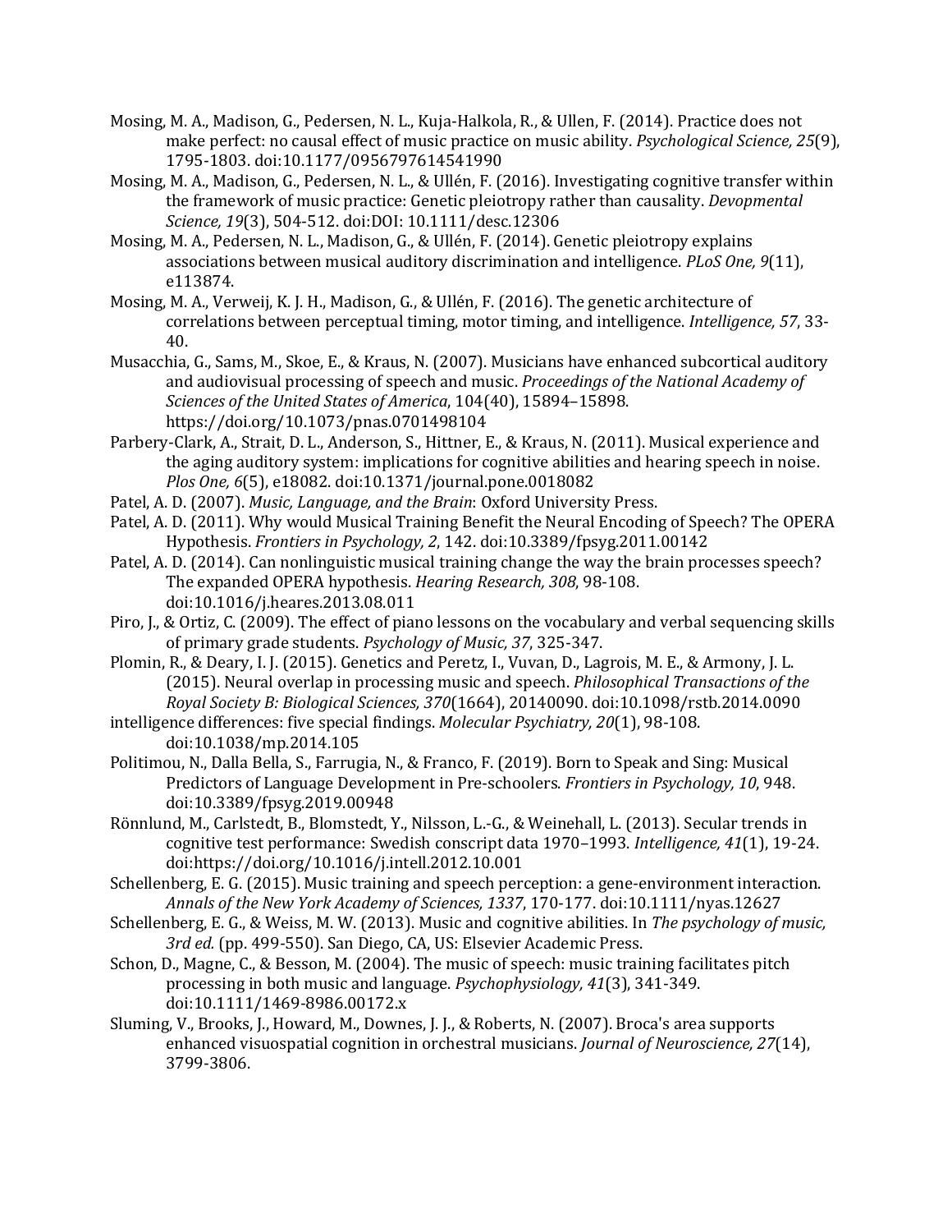Mosing, M. A., Madison, G., Pedersen, N. L., Kuja-Halkola, R., & Ullen, F. (2014). Practice does not make perfect: no causal effect of music practice on music ability. *Psychological Science, 25*(9), 1795-1803. doi:10.1177/0956797614541990

Mosing, M. A., Madison, G., Pedersen, N. L., & Ullén, F. (2016). Investigating cognitive transfer within the framework of music practice: Genetic pleiotropy rather than causality. *Devopmental Science, 19*(3), 504-512. doi:DOI: 10.1111/desc.12306

Mosing, M. A., Pedersen, N. L., Madison, G., & Ullén, F. (2014). Genetic pleiotropy explains associations between musical auditory discrimination and intelligence. *PLoS One, 9*(11), e113874.

Mosing, M. A., Verweij, K. J. H., Madison, G., & Ullén, F. (2016). The genetic architecture of correlations between perceptual timing, motor timing, and intelligence. *Intelligence, 57*, 33-40.

Musacchia, G., Sams, M., Skoe, E., & Kraus, N. (2007). Musicians have enhanced subcortical auditory and audiovisual processing of speech and music. *Proceedings of the National Academy of Sciences of the United States of America*, 104(40), 15894–15898. https://doi.org/10.1073/pnas.0701498104

Parbery-Clark, A., Strait, D. L., Anderson, S., Hittner, E., & Kraus, N. (2011). Musical experience and the aging auditory system: implications for cognitive abilities and hearing speech in noise. *Plos One, 6*(5), e18082. doi:10.1371/journal.pone.0018082

Patel, A. D. (2007). *Music, Language, and the Brain*: Oxford University Press.

Patel, A. D. (2011). Why would Musical Training Benefit the Neural Encoding of Speech? The OPERA Hypothesis. *Frontiers in Psychology, 2*, 142. doi:10.3389/fpsyg.2011.00142

Patel, A. D. (2014). Can nonlinguistic musical training change the way the brain processes speech? The expanded OPERA hypothesis. *Hearing Research, 308*, 98-108. doi:10.1016/j.heares.2013.08.011

Piro, J., & Ortiz, C. (2009). The effect of piano lessons on the vocabulary and verbal sequencing skills of primary grade students. *Psychology of Music, 37*, 325-347.

Plomin, R., & Deary, I. J. (2015). Genetics and Peretz, I., Vuvan, D., Lagrois, M. E., & Armony, J. L. (2015). Neural overlap in processing music and speech. *Philosophical Transactions of the Royal Society B: Biological Sciences, 370*(1664), 20140090. doi:10.1098/rstb.2014.0090

intelligence differences: five special findings. *Molecular Psychiatry, 20*(1), 98-108. doi:10.1038/mp.2014.105

Politimou, N., Dalla Bella, S., Farrugia, N., & Franco, F. (2019). Born to Speak and Sing: Musical Predictors of Language Development in Pre-schoolers. *Frontiers in Psychology, 10*, 948. doi:10.3389/fpsyg.2019.00948

Rönnlund, M., Carlstedt, B., Blomstedt, Y., Nilsson, L.-G., & Weinehall, L. (2013). Secular trends in cognitive test performance: Swedish conscript data 1970–1993. *Intelligence, 41*(1), 19-24. doi:https://doi.org/10.1016/j.intell.2012.10.001

Schellenberg, E. G. (2015). Music training and speech perception: a gene-environment interaction. *Annals of the New York Academy of Sciences, 1337*, 170-177. doi:10.1111/nyas.12627

Schellenberg, E. G., & Weiss, M. W. (2013). Music and cognitive abilities. In *The psychology of music, 3rd ed.* (pp. 499-550). San Diego, CA, US: Elsevier Academic Press.

Schon, D., Magne, C., & Besson, M. (2004). The music of speech: music training facilitates pitch processing in both music and language. *Psychophysiology, 41*(3), 341-349. doi:10.1111/1469-8986.00172.x

Sluming, V., Brooks, J., Howard, M., Downes, J. J., & Roberts, N. (2007). Broca's area supports enhanced visuospatial cognition in orchestral musicians. *Journal of Neuroscience, 27*(14), 3799-3806.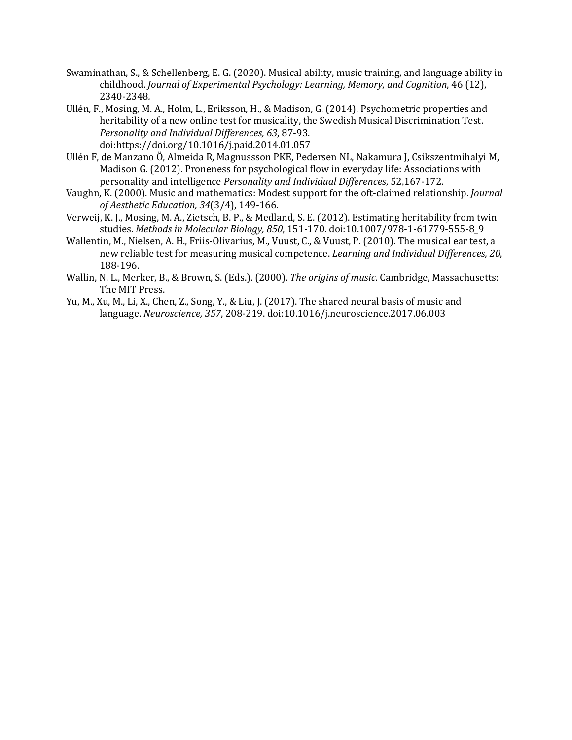Swaminathan, S., & Schellenberg, E. G. (2020). Musical ability, music training, and language ability in childhood. *Journal of Experimental Psychology: Learning, Memory, and Cognition*, 46 (12), 2340-2348*.*

Ullén, F., Mosing, M. A., Holm, L., Eriksson, H., & Madison, G. (2014). Psychometric properties and heritability of a new online test for musicality, the Swedish Musical Discrimination Test. *Personality and Individual Differences, 63*, 87-93. doi:https://doi.org/10.1016/j.paid.2014.01.057

Ullén F, de Manzano Ö, Almeida R, Magnussson PKE, Pedersen NL, Nakamura J, Csikszentmihalyi M, Madison G. (2012). Proneness for psychological flow in everyday life: Associations with personality and intelligence *Personality and Individual Differences*, 52,167-172.

Vaughn, K. (2000). Music and mathematics: Modest support for the oft-claimed relationship. *Journal of Aesthetic Education, 34*(3/4), 149-166.

Verweij, K. J., Mosing, M. A., Zietsch, B. P., & Medland, S. E. (2012). Estimating heritability from twin studies. *Methods in Molecular Biology, 850*, 151-170. doi:10.1007/978-1-61779-555-8_9

Wallentin, M., Nielsen, A. H., Friis-Olivarius, M., Vuust, C., & Vuust, P. (2010). The musical ear test, a new reliable test for measuring musical competence. *Learning and Individual Differences, 20*, 188-196.

Wallin, N. L., Merker, B., & Brown, S. (Eds.). (2000). *The origins of music*. Cambridge, Massachusetts: The MIT Press.

Yu, M., Xu, M., Li, X., Chen, Z., Song, Y., & Liu, J. (2017). The shared neural basis of music and language. *Neuroscience, 357*, 208-219. doi:10.1016/j.neuroscience.2017.06.003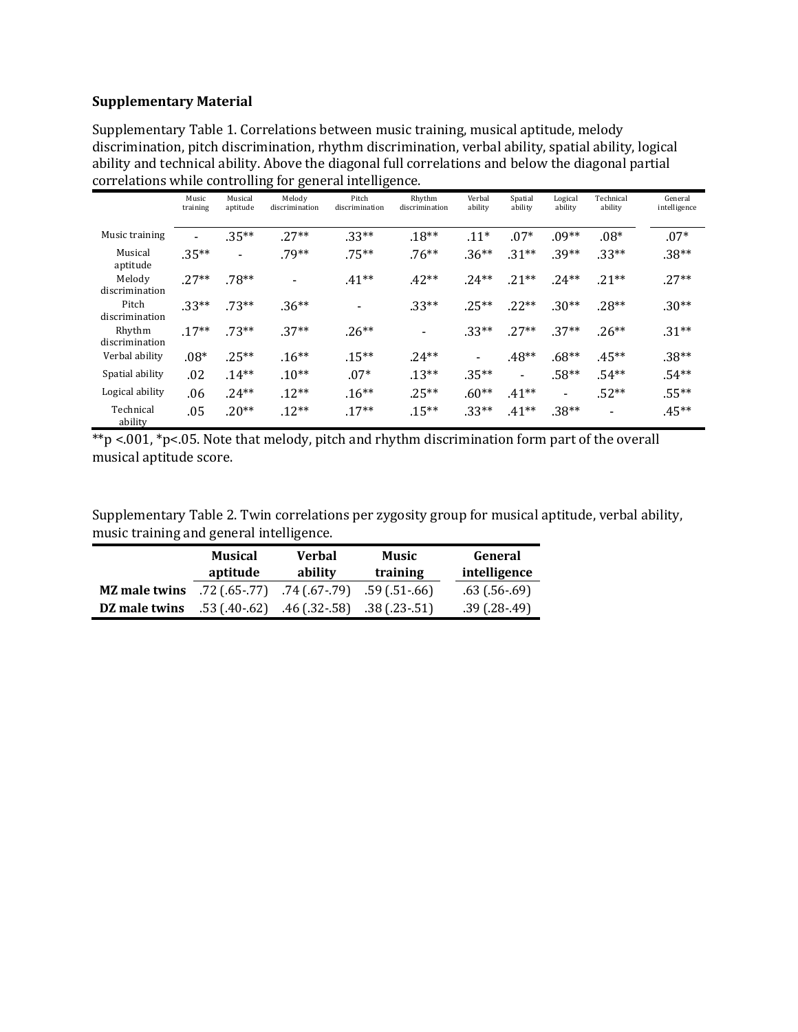**Supplementary Material**

Supplementary Table 1. Correlations between music training, musical aptitude, melody discrimination, pitch discrimination, rhythm discrimination, verbal ability, spatial ability, logical ability and technical ability. Above the diagonal full correlations and below the diagonal partial correlations while controlling for general intelligence.

| | Music training | Musical aptitude | Melody discrimination | Pitch discrimination | Rhythm discrimination | Verbal ability | Spatial ability | Logical ability | Technical ability | General intelligence |
|---|---|---|---|---|---|---|---|---|---|---|
| Music training | - | .35** | .27** | .33** | .18** | .11* | .07* | .09** | .08* | .07* |
| Musical aptitude | .35** | - | .79** | .75** | .76** | .36** | .31** | .39** | .33** | .38** |
| Melody discrimination | .27** | .78** | - | .41** | .42** | .24** | .21** | .24** | .21** | .27** |
| Pitch discrimination | .33** | .73** | .36** | - | .33** | .25** | .22** | .30** | .28** | .30** |
| Rhythm discrimination | .17** | .73** | .37** | .26** | - | .33** | .27** | .37** | .26** | .31** |
| Verbal ability | .08* | .25** | .16** | .15** | .24** | - | .48** | .68** | .45** | .38** |
| Spatial ability | .02 | .14** | .10** | .07* | .13** | .35** | - | .58** | .54** | .54** |
| Logical ability | .06 | .24** | .12** | .16** | .25** | .60** | .41** | - | .52** | .55** |
| Technical ability | .05 | .20** | .12** | .17** | .15** | .33** | .41** | .38** | - | .45** |

**p <.001, *p<.05. Note that melody, pitch and rhythm discrimination form part of the overall musical aptitude score.

Supplementary Table 2. Twin correlations per zygosity group for musical aptitude, verbal ability, music training and general intelligence.

| | **Musical aptitude** | **Verbal ability** | **Music training** | **General intelligence** |
|---|---|---|---|---|
| **MZ male twins** | .72 (.65-.77) | .74 (.67-.79) | .59 (.51-.66) | .63 (.56-.69) |
| **DZ male twins** | .53 (.40-.62) | .46 (.32-.58) | .38 (.23-.51) | .39 (.28-.49) |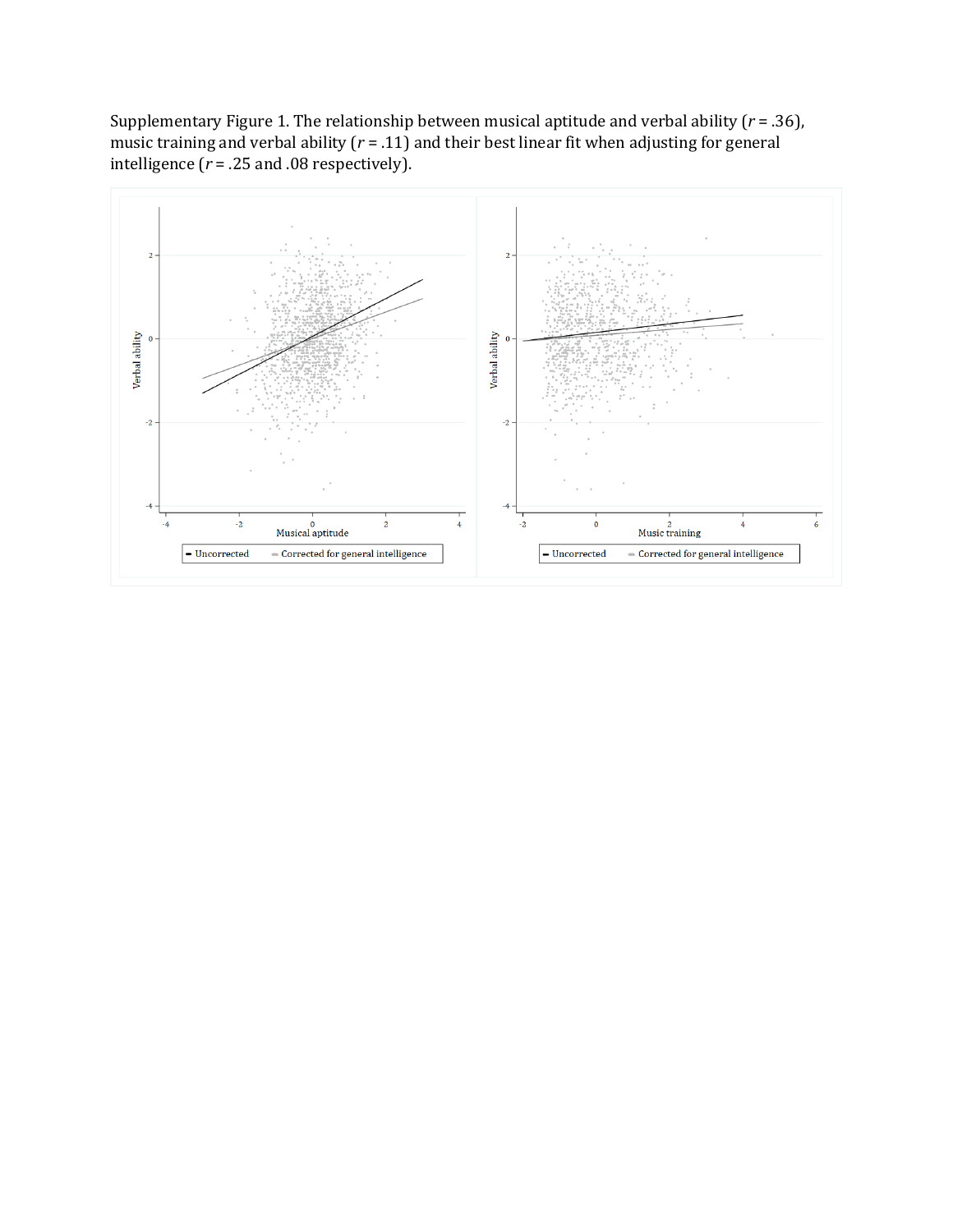Supplementary Figure 1. The relationship between musical aptitude and verbal ability ($r$ = .36), music training and verbal ability ($r$ = .11) and their best linear fit when adjusting for general intelligence ($r$ = .25 and .08 respectively).

Verbal ability

2
0
-2
-4

-4
-2
0
2
4

Musical aptitude

Uncorrected
Corrected for general intelligence

Verbal ability

2
0
-2
-4

-2
0
2
4
6

Music training

Uncorrected
Corrected for general intelligence